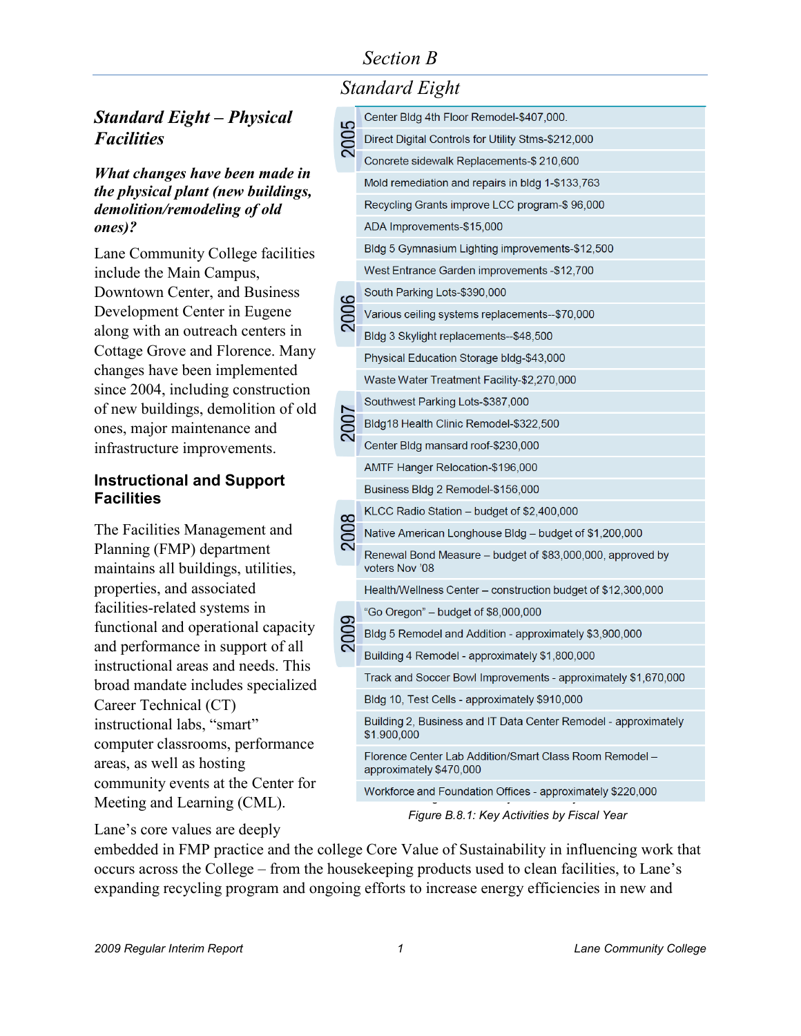# Section B

## Standard Eight

### *Standard Eight – Physical Facilities*

***What changes have been made in the physical plant (new buildings, demolition/remodeling of old ones)?***

Lane Community College facilities include the Main Campus, Downtown Center, and Business Development Center in Eugene along with an outreach centers in Cottage Grove and Florence. Many changes have been implemented since 2004, including construction of new buildings, demolition of old ones, major maintenance and infrastructure improvements.

### Instructional and Support Facilities

The Facilities Management and Planning (FMP) department maintains all buildings, utilities, properties, and associated facilities-related systems in functional and operational capacity and performance in support of all instructional areas and needs. This broad mandate includes specialized Career Technical (CT) instructional labs, "smart" computer classrooms, performance areas, as well as hosting community events at the Center for Meeting and Learning (CML).

| Fiscal Year | Activity |
|---|---|
| 2005 | Center Bldg 4th Floor Remodel-$407,000. |
| | Direct Digital Controls for Utility Stms-$212,000 |
| | Concrete sidewalk Replacements-$ 210,600 |
| | Mold remediation and repairs in bldg 1-$133,763 |
| | Recycling Grants improve LCC program-$ 96,000 |
| | ADA Improvements-$15,000 |
| | Bldg 5 Gymnasium Lighting improvements-$12,500 |
| | West Entrance Garden improvements -$12,700 |
| 2006 | South Parking Lots-$390,000 |
| | Various ceiling systems replacements--$70,000 |
| | Bldg 3 Skylight replacements--$48,500 |
| | Physical Education Storage bldg-$43,000 |
| | Waste Water Treatment Facility-$2,270,000 |
| 2007 | Southwest Parking Lots-$387,000 |
| | Bldg18 Health Clinic Remodel-$322,500 |
| | Center Bldg mansard roof-$230,000 |
| | AMTF Hanger Relocation-$196,000 |
| | Business Bldg 2 Remodel-$156,000 |
| 2008 | KLCC Radio Station – budget of $2,400,000 |
| | Native American Longhouse Bldg – budget of $1,200,000 |
| | Renewal Bond Measure – budget of $83,000,000, approved by voters Nov '08 |
| | Health/Wellness Center – construction budget of $12,300,000 |
| 2009 | "Go Oregon" – budget of $8,000,000 |
| | Bldg 5 Remodel and Addition - approximately $3,900,000 |
| | Building 4 Remodel - approximately $1,800,000 |
| | Track and Soccer Bowl Improvements - approximately $1,670,000 |
| | Bldg 10, Test Cells - approximately $910,000 |
| | Building 2, Business and IT Data Center Remodel - approximately $1.900,000 |
| | Florence Center Lab Addition/Smart Class Room Remodel – approximately $470,000 |
| | Workforce and Foundation Offices - approximately $220,000 |

*Figure B.8.1: Key Activities by Fiscal Year*

Lane's core values are deeply embedded in FMP practice and the college Core Value of Sustainability in influencing work that occurs across the College – from the housekeeping products used to clean facilities, to Lane's expanding recycling program and ongoing efforts to increase energy efficiencies in new and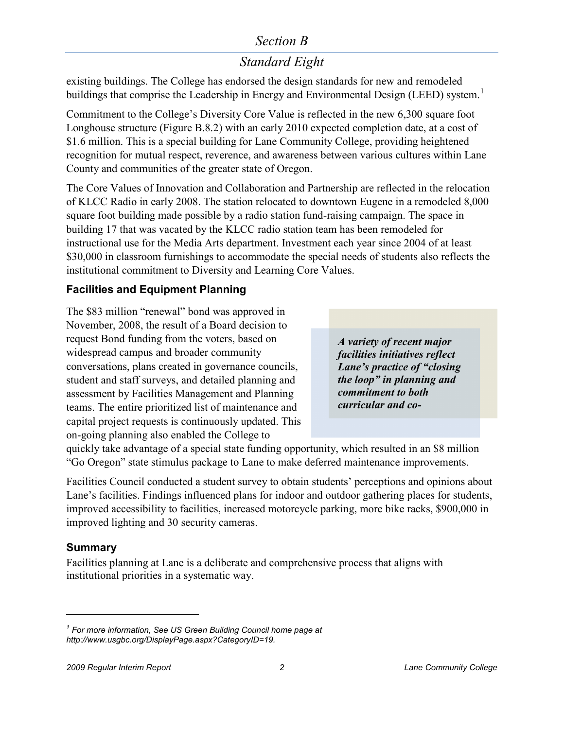existing buildings. The College has endorsed the design standards for new and remodeled buildings that comprise the Leadership in Energy and Environmental Design (LEED) system.[1]

Commitment to the College's Diversity Core Value is reflected in the new 6,300 square foot Longhouse structure (Figure B.8.2) with an early 2010 expected completion date, at a cost of $1.6 million. This is a special building for Lane Community College, providing heightened recognition for mutual respect, reverence, and awareness between various cultures within Lane County and communities of the greater state of Oregon.

The Core Values of Innovation and Collaboration and Partnership are reflected in the relocation of KLCC Radio in early 2008. The station relocated to downtown Eugene in a remodeled 8,000 square foot building made possible by a radio station fund-raising campaign. The space in building 17 that was vacated by the KLCC radio station team has been remodeled for instructional use for the Media Arts department. Investment each year since 2004 of at least $30,000 in classroom furnishings to accommodate the special needs of students also reflects the institutional commitment to Diversity and Learning Core Values.

## Facilities and Equipment Planning

The $83 million "renewal" bond was approved in November, 2008, the result of a Board decision to request Bond funding from the voters, based on widespread campus and broader community conversations, plans created in governance councils, student and staff surveys, and detailed planning and assessment by Facilities Management and Planning teams. The entire prioritized list of maintenance and capital project requests is continuously updated. This on-going planning also enabled the College to quickly take advantage of a special state funding opportunity, which resulted in an $8 million "Go Oregon" state stimulus package to Lane to make deferred maintenance improvements.

***A variety of recent major facilities initiatives reflect Lane's practice of "closing the loop" in planning and commitment to both curricular and co-***

Facilities Council conducted a student survey to obtain students' perceptions and opinions about Lane's facilities. Findings influenced plans for indoor and outdoor gathering places for students, improved accessibility to facilities, increased motorcycle parking, more bike racks, $900,000 in improved lighting and 30 security cameras.

## Summary

Facilities planning at Lane is a deliberate and comprehensive process that aligns with institutional priorities in a systematic way.

---

[1] *For more information, See US Green Building Council home page at http://www.usgbc.org/DisplayPage.aspx?CategoryID=19.*